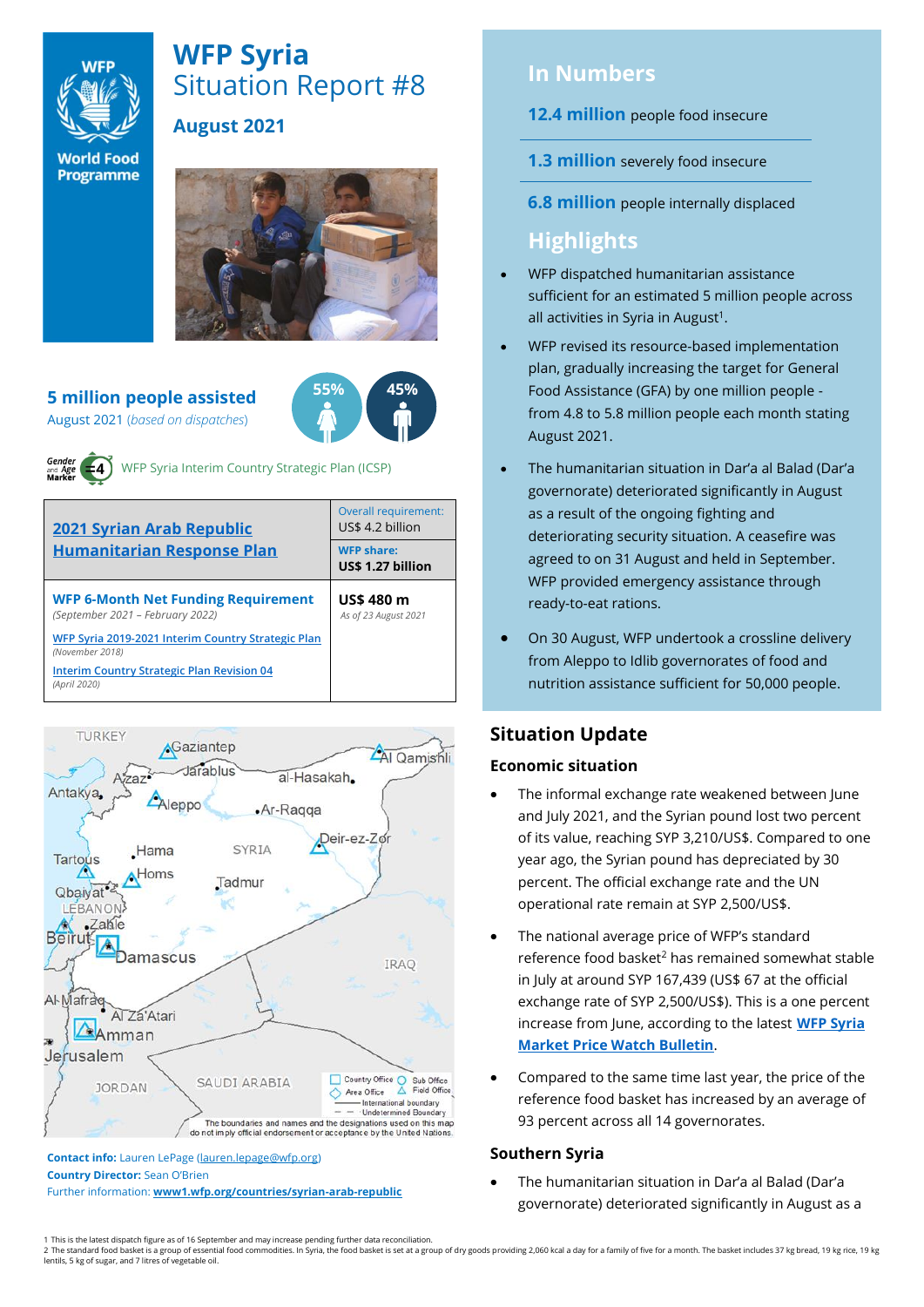# WFP Syria
Situation Report #8

## August 2021

**5 million people assisted**
August 2021 (*based on dispatches*)

55% 45%

WFP Syria Interim Country Strategic Plan (ICSP)

| 2021 Syrian Arab Republic Humanitarian Response Plan | Overall requirement: US$ 4.2 billion |
|---|---|
| | **WFP share:** **US$ 1.27 billion** |
| **WFP 6-Month Net Funding Requirement** *(September 2021 – February 2022)* | **US$ 480 m** *As of 23 August 2021* |
| WFP Syria 2019-2021 Interim Country Strategic Plan *(November 2018)* | |
| Interim Country Strategic Plan Revision 04 *(April 2020)* | |

**Contact info:** Lauren LePage (lauren.lepage@wfp.org)
**Country Director:** Sean O'Brien
Further information: **www1.wfp.org/countries/syrian-arab-republic**

## In Numbers

**12.4 million** people food insecure

**1.3 million** severely food insecure

**6.8 million** people internally displaced

## Highlights

- WFP dispatched humanitarian assistance sufficient for an estimated 5 million people across all activities in Syria in August[1].
- WFP revised its resource-based implementation plan, gradually increasing the target for General Food Assistance (GFA) by one million people - from 4.8 to 5.8 million people each month stating August 2021.
- The humanitarian situation in Dar'a al Balad (Dar'a governorate) deteriorated significantly in August as a result of the ongoing fighting and deteriorating security situation. A ceasefire was agreed to on 31 August and held in September. WFP provided emergency assistance through ready-to-eat rations.
- On 30 August, WFP undertook a crossline delivery from Aleppo to Idlib governorates of food and nutrition assistance sufficient for 50,000 people.

## Situation Update

### Economic situation

- The informal exchange rate weakened between June and July 2021, and the Syrian pound lost two percent of its value, reaching SYP 3,210/US$. Compared to one year ago, the Syrian pound has depreciated by 30 percent. The official exchange rate and the UN operational rate remain at SYP 2,500/US$.
- The national average price of WFP's standard reference food basket[2] has remained somewhat stable in July at around SYP 167,439 (US$ 67 at the official exchange rate of SYP 2,500/US$). This is a one percent increase from June, according to the latest **WFP Syria Market Price Watch Bulletin**.
- Compared to the same time last year, the price of the reference food basket has increased by an average of 93 percent across all 14 governorates.

### Southern Syria

- The humanitarian situation in Dar'a al Balad (Dar'a governorate) deteriorated significantly in August as a

1 This is the latest dispatch figure as of 16 September and may increase pending further data reconciliation.
2 The standard food basket is a group of essential food commodities. In Syria, the food basket is set at a group of dry goods providing 2,060 kcal a day for a family of five for a month. The basket includes 37 kg bread, 19 kg rice, 19 kg lentils, 5 kg of sugar, and 7 litres of vegetable oil.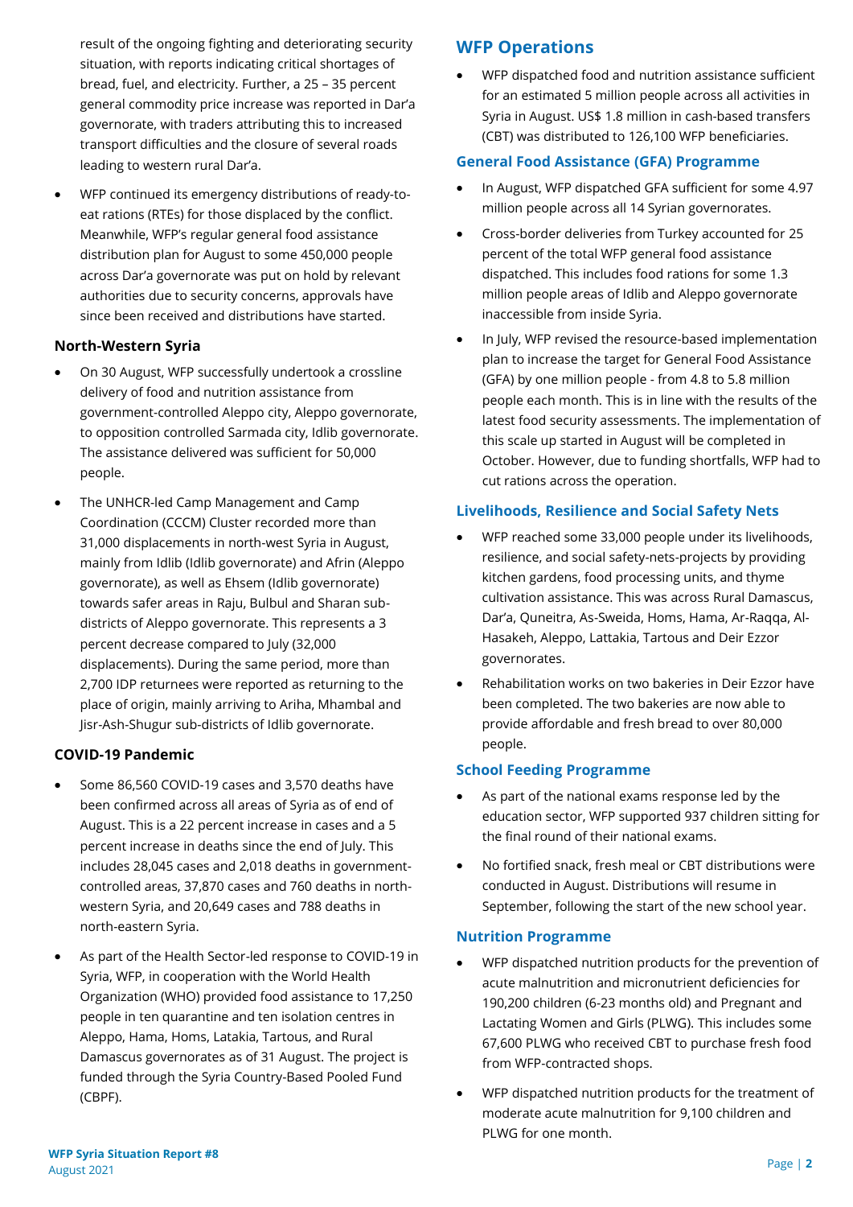result of the ongoing fighting and deteriorating security situation, with reports indicating critical shortages of bread, fuel, and electricity. Further, a 25 – 35 percent general commodity price increase was reported in Dar'a governorate, with traders attributing this to increased transport difficulties and the closure of several roads leading to western rural Dar'a.

- WFP continued its emergency distributions of ready-to-eat rations (RTEs) for those displaced by the conflict. Meanwhile, WFP's regular general food assistance distribution plan for August to some 450,000 people across Dar'a governorate was put on hold by relevant authorities due to security concerns, approvals have since been received and distributions have started.

### North-Western Syria

- On 30 August, WFP successfully undertook a crossline delivery of food and nutrition assistance from government-controlled Aleppo city, Aleppo governorate, to opposition controlled Sarmada city, Idlib governorate. The assistance delivered was sufficient for 50,000 people.
- The UNHCR-led Camp Management and Camp Coordination (CCCM) Cluster recorded more than 31,000 displacements in north-west Syria in August, mainly from Idlib (Idlib governorate) and Afrin (Aleppo governorate), as well as Ehsem (Idlib governorate) towards safer areas in Raju, Bulbul and Sharan sub-districts of Aleppo governorate. This represents a 3 percent decrease compared to July (32,000 displacements). During the same period, more than 2,700 IDP returnees were reported as returning to the place of origin, mainly arriving to Ariha, Mhambal and Jisr-Ash-Shugur sub-districts of Idlib governorate.

### COVID-19 Pandemic

- Some 86,560 COVID-19 cases and 3,570 deaths have been confirmed across all areas of Syria as of end of August. This is a 22 percent increase in cases and a 5 percent increase in deaths since the end of July. This includes 28,045 cases and 2,018 deaths in government-controlled areas, 37,870 cases and 760 deaths in north-western Syria, and 20,649 cases and 788 deaths in north-eastern Syria.
- As part of the Health Sector-led response to COVID-19 in Syria, WFP, in cooperation with the World Health Organization (WHO) provided food assistance to 17,250 people in ten quarantine and ten isolation centres in Aleppo, Hama, Homs, Latakia, Tartous, and Rural Damascus governorates as of 31 August. The project is funded through the Syria Country-Based Pooled Fund (CBPF).

## WFP Operations

- WFP dispatched food and nutrition assistance sufficient for an estimated 5 million people across all activities in Syria in August. US$ 1.8 million in cash-based transfers (CBT) was distributed to 126,100 WFP beneficiaries.

### General Food Assistance (GFA) Programme

- In August, WFP dispatched GFA sufficient for some 4.97 million people across all 14 Syrian governorates.
- Cross-border deliveries from Turkey accounted for 25 percent of the total WFP general food assistance dispatched. This includes food rations for some 1.3 million people areas of Idlib and Aleppo governorate inaccessible from inside Syria.
- In July, WFP revised the resource-based implementation plan to increase the target for General Food Assistance (GFA) by one million people - from 4.8 to 5.8 million people each month. This is in line with the results of the latest food security assessments. The implementation of this scale up started in August will be completed in October. However, due to funding shortfalls, WFP had to cut rations across the operation.

### Livelihoods, Resilience and Social Safety Nets

- WFP reached some 33,000 people under its livelihoods, resilience, and social safety-nets-projects by providing kitchen gardens, food processing units, and thyme cultivation assistance. This was across Rural Damascus, Dar'a, Quneitra, As-Sweida, Homs, Hama, Ar-Raqqa, Al-Hasakeh, Aleppo, Lattakia, Tartous and Deir Ezzor governorates.
- Rehabilitation works on two bakeries in Deir Ezzor have been completed. The two bakeries are now able to provide affordable and fresh bread to over 80,000 people.

### School Feeding Programme

- As part of the national exams response led by the education sector, WFP supported 937 children sitting for the final round of their national exams.
- No fortified snack, fresh meal or CBT distributions were conducted in August. Distributions will resume in September, following the start of the new school year.

### Nutrition Programme

- WFP dispatched nutrition products for the prevention of acute malnutrition and micronutrient deficiencies for 190,200 children (6-23 months old) and Pregnant and Lactating Women and Girls (PLWG). This includes some 67,600 PLWG who received CBT to purchase fresh food from WFP-contracted shops.
- WFP dispatched nutrition products for the treatment of moderate acute malnutrition for 9,100 children and PLWG for one month.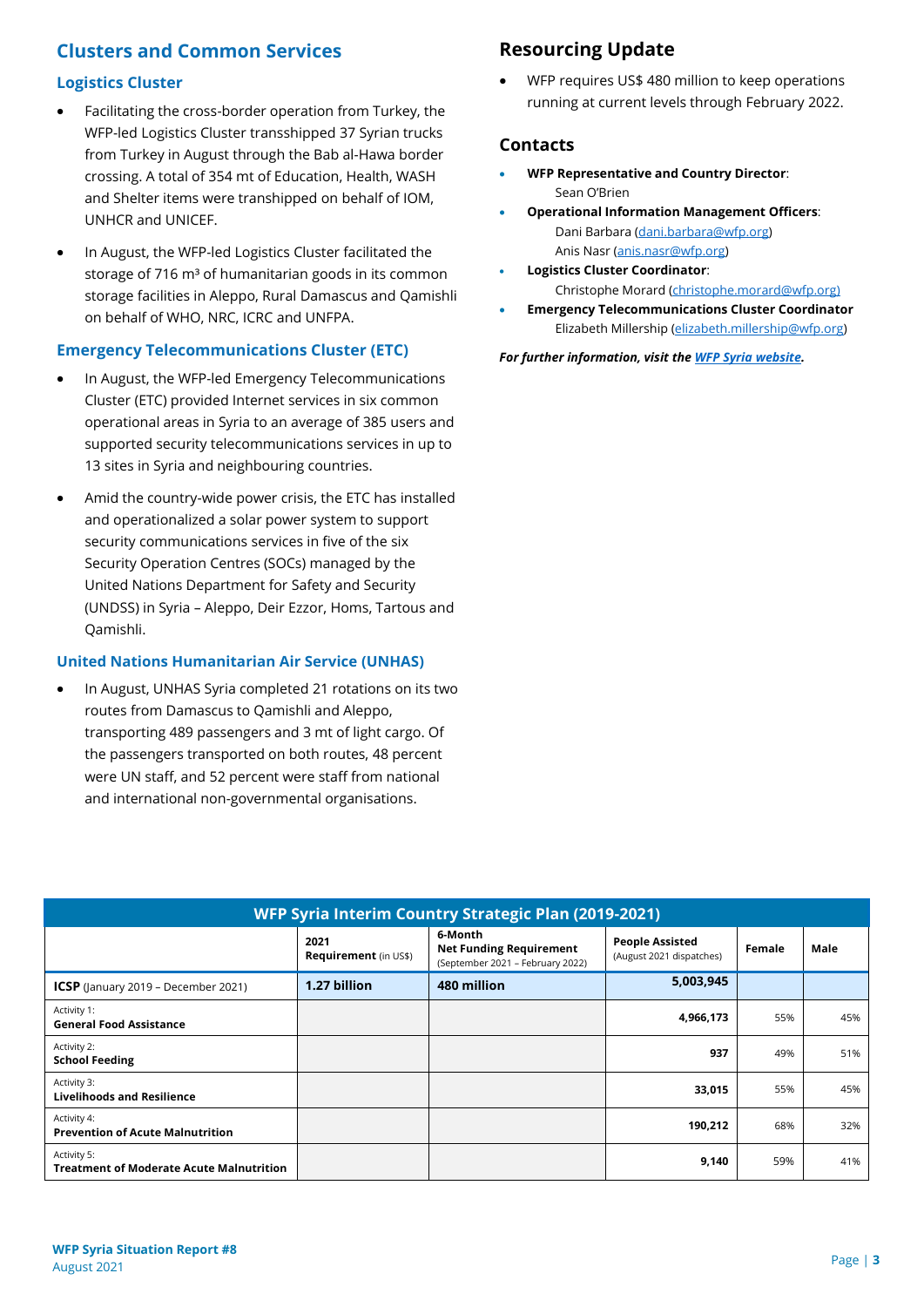## Clusters and Common Services

### Logistics Cluster

- Facilitating the cross-border operation from Turkey, the WFP-led Logistics Cluster transshipped 37 Syrian trucks from Turkey in August through the Bab al-Hawa border crossing. A total of 354 mt of Education, Health, WASH and Shelter items were transhipped on behalf of IOM, UNHCR and UNICEF.
- In August, the WFP-led Logistics Cluster facilitated the storage of 716 $m^3$ of humanitarian goods in its common storage facilities in Aleppo, Rural Damascus and Qamishli on behalf of WHO, NRC, ICRC and UNFPA.

### Emergency Telecommunications Cluster (ETC)

- In August, the WFP-led Emergency Telecommunications Cluster (ETC) provided Internet services in six common operational areas in Syria to an average of 385 users and supported security telecommunications services in up to 13 sites in Syria and neighbouring countries.
- Amid the country-wide power crisis, the ETC has installed and operationalized a solar power system to support security communications services in five of the six Security Operation Centres (SOCs) managed by the United Nations Department for Safety and Security (UNDSS) in Syria – Aleppo, Deir Ezzor, Homs, Tartous and Qamishli.

### United Nations Humanitarian Air Service (UNHAS)

- In August, UNHAS Syria completed 21 rotations on its two routes from Damascus to Qamishli and Aleppo, transporting 489 passengers and 3 mt of light cargo. Of the passengers transported on both routes, 48 percent were UN staff, and 52 percent were staff from national and international non-governmental organisations.

## Resourcing Update

- WFP requires US$ 480 million to keep operations running at current levels through February 2022.

## Contacts

- **WFP Representative and Country Director**:
  Sean O'Brien
- **Operational Information Management Officers**:
  Dani Barbara (dani.barbara@wfp.org)
  Anis Nasr (anis.nasr@wfp.org)
- **Logistics Cluster Coordinator**:
  Christophe Morard (christophe.morard@wfp.org)
- **Emergency Telecommunications Cluster Coordinator**
  Elizabeth Millership (elizabeth.millership@wfp.org)

***For further information, visit the WFP Syria website.***

**WFP Syria Interim Country Strategic Plan (2019-2021)**

| | **2021 Requirement** (in US$) | **6-Month Net Funding Requirement** (September 2021 – February 2022) | **People Assisted** (August 2021 dispatches) | **Female** | **Male** |
|---|---|---|---|---|---|
| **ICSP** (January 2019 – December 2021) | **1.27 billion** | **480 million** | **5,003,945** | | |
| Activity 1: **General Food Assistance** | | | **4,966,173** | 55% | 45% |
| Activity 2: **School Feeding** | | | **937** | 49% | 51% |
| Activity 3: **Livelihoods and Resilience** | | | **33,015** | 55% | 45% |
| Activity 4: **Prevention of Acute Malnutrition** | | | **190,212** | 68% | 32% |
| Activity 5: **Treatment of Moderate Acute Malnutrition** | | | **9,140** | 59% | 41% |